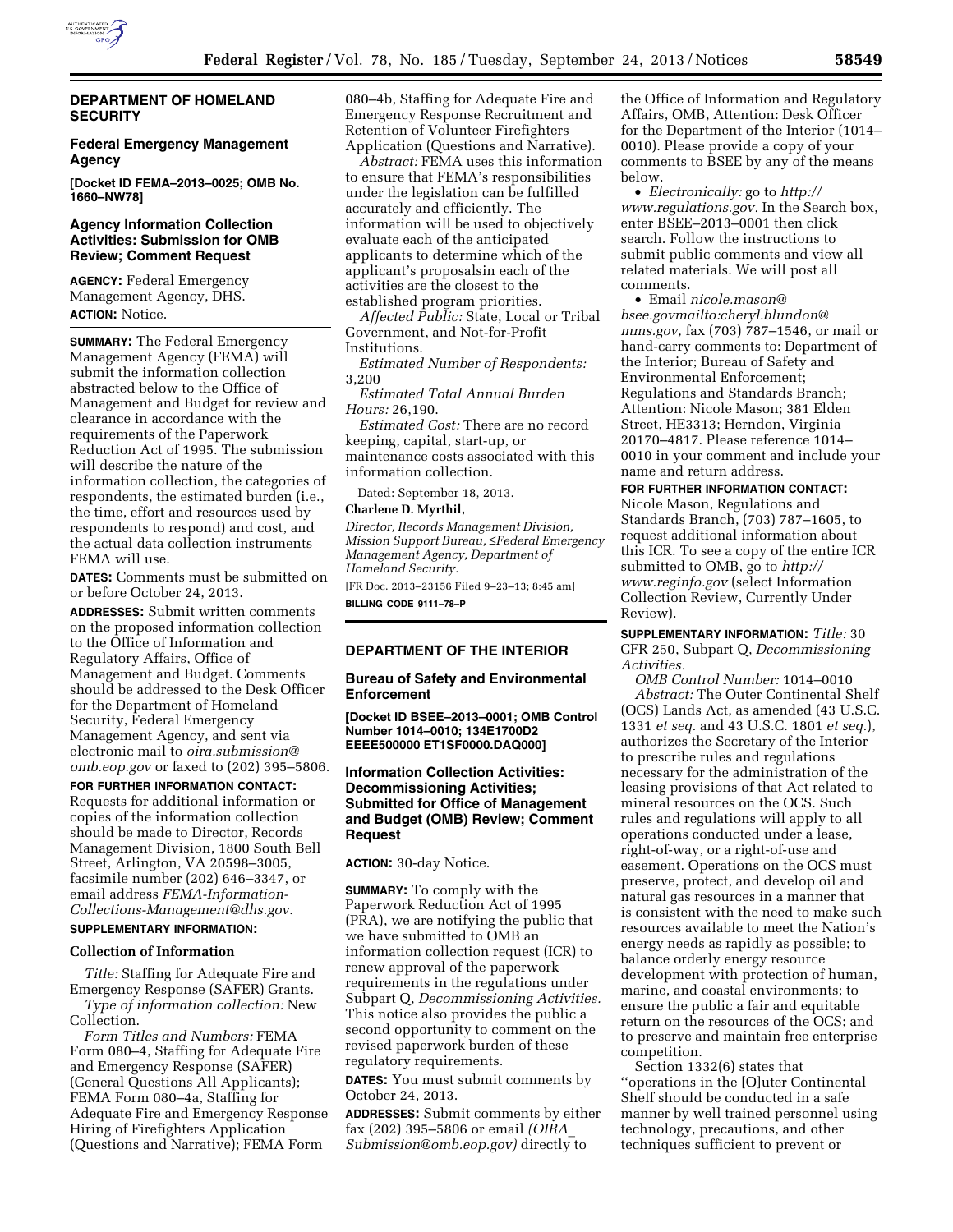## DEPARTMENT OF HOMELAND SECURITY

### Federal Emergency Management Agency

**[Docket ID FEMA–2013–0025; OMB No. 1660–NW78]**

### Agency Information Collection Activities: Submission for OMB Review; Comment Request

**AGENCY:** Federal Emergency Management Agency, DHS.

**ACTION:** Notice.

**SUMMARY:** The Federal Emergency Management Agency (FEMA) will submit the information collection abstracted below to the Office of Management and Budget for review and clearance in accordance with the requirements of the Paperwork Reduction Act of 1995. The submission will describe the nature of the information collection, the categories of respondents, the estimated burden (i.e., the time, effort and resources used by respondents to respond) and cost, and the actual data collection instruments FEMA will use.

**DATES:** Comments must be submitted on or before October 24, 2013.

**ADDRESSES:** Submit written comments on the proposed information collection to the Office of Information and Regulatory Affairs, Office of Management and Budget. Comments should be addressed to the Desk Officer for the Department of Homeland Security, Federal Emergency Management Agency, and sent via electronic mail to *oira.submission@omb.eop.gov* or faxed to (202) 395–5806.

**FOR FURTHER INFORMATION CONTACT:** Requests for additional information or copies of the information collection should be made to Director, Records Management Division, 1800 South Bell Street, Arlington, VA 20598–3005, facsimile number (202) 646–3347, or email address *FEMA-Information-Collections-Management@dhs.gov.*

**SUPPLEMENTARY INFORMATION:**

**Collection of Information**

*Title:* Staffing for Adequate Fire and Emergency Response (SAFER) Grants.

*Type of information collection:* New Collection.

*Form Titles and Numbers:* FEMA Form 080–4, Staffing for Adequate Fire and Emergency Response (SAFER) (General Questions All Applicants); FEMA Form 080–4a, Staffing for Adequate Fire and Emergency Response Hiring of Firefighters Application (Questions and Narrative); FEMA Form 080–4b, Staffing for Adequate Fire and Emergency Response Recruitment and Retention of Volunteer Firefighters Application (Questions and Narrative).

*Abstract:* FEMA uses this information to ensure that FEMA's responsibilities under the legislation can be fulfilled accurately and efficiently. The information will be used to objectively evaluate each of the anticipated applicants to determine which of the applicant's proposalsin each of the activities are the closest to the established program priorities.

*Affected Public:* State, Local or Tribal Government, and Not-for-Profit Institutions.

*Estimated Number of Respondents:* 3,200

*Estimated Total Annual Burden Hours:* 26,190.

*Estimated Cost:* There are no record keeping, capital, start-up, or maintenance costs associated with this information collection.

Dated: September 18, 2013.

**Charlene D. Myrthil,**

*Director, Records Management Division, Mission Support Bureau, ≤Federal Emergency Management Agency, Department of Homeland Security.*

[FR Doc. 2013–23156 Filed 9–23–13; 8:45 am]

**BILLING CODE 9111–78–P**

## DEPARTMENT OF THE INTERIOR

### Bureau of Safety and Environmental Enforcement

**[Docket ID BSEE–2013–0001; OMB Control Number 1014–0010; 134E1700D2 EEEE500000 ET1SF0000.DAQ000]**

### Information Collection Activities: Decommissioning Activities; Submitted for Office of Management and Budget (OMB) Review; Comment Request

**ACTION:** 30-day Notice.

**SUMMARY:** To comply with the Paperwork Reduction Act of 1995 (PRA), we are notifying the public that we have submitted to OMB an information collection request (ICR) to renew approval of the paperwork requirements in the regulations under Subpart Q, *Decommissioning Activities.* This notice also provides the public a second opportunity to comment on the revised paperwork burden of these regulatory requirements.

**DATES:** You must submit comments by October 24, 2013.

**ADDRESSES:** Submit comments by either fax (202) 395–5806 or email *(OIRA_Submission@omb.eop.gov)* directly to the Office of Information and Regulatory Affairs, OMB, Attention: Desk Officer for the Department of the Interior (1014–0010). Please provide a copy of your comments to BSEE by any of the means below.

- *Electronically:* go to *http://www.regulations.gov.* In the Search box, enter BSEE–2013–0001 then click search. Follow the instructions to submit public comments and view all related materials. We will post all comments.
- Email *nicole.mason@bsee.govmailto:cheryl.blundon@mms.gov,* fax (703) 787–1546, or mail or hand-carry comments to: Department of the Interior; Bureau of Safety and Environmental Enforcement; Regulations and Standards Branch; Attention: Nicole Mason; 381 Elden Street, HE3313; Herndon, Virginia 20170–4817. Please reference 1014–0010 in your comment and include your name and return address.

**FOR FURTHER INFORMATION CONTACT:** Nicole Mason, Regulations and Standards Branch, (703) 787–1605, to request additional information about this ICR. To see a copy of the entire ICR submitted to OMB, go to *http://www.reginfo.gov* (select Information Collection Review, Currently Under Review).

**SUPPLEMENTARY INFORMATION:** *Title:* 30 CFR 250, Subpart Q, *Decommissioning Activities.*

*OMB Control Number:* 1014–0010

*Abstract:* The Outer Continental Shelf (OCS) Lands Act, as amended (43 U.S.C. 1331 *et seq.* and 43 U.S.C. 1801 *et seq.*), authorizes the Secretary of the Interior to prescribe rules and regulations necessary for the administration of the leasing provisions of that Act related to mineral resources on the OCS. Such rules and regulations will apply to all operations conducted under a lease, right-of-way, or a right-of-use and easement. Operations on the OCS must preserve, protect, and develop oil and natural gas resources in a manner that is consistent with the need to make such resources available to meet the Nation's energy needs as rapidly as possible; to balance orderly energy resource development with protection of human, marine, and coastal environments; to ensure the public a fair and equitable return on the resources of the OCS; and to preserve and maintain free enterprise competition.

Section 1332(6) states that ''operations in the [O]uter Continental Shelf should be conducted in a safe manner by well trained personnel using technology, precautions, and other techniques sufficient to prevent or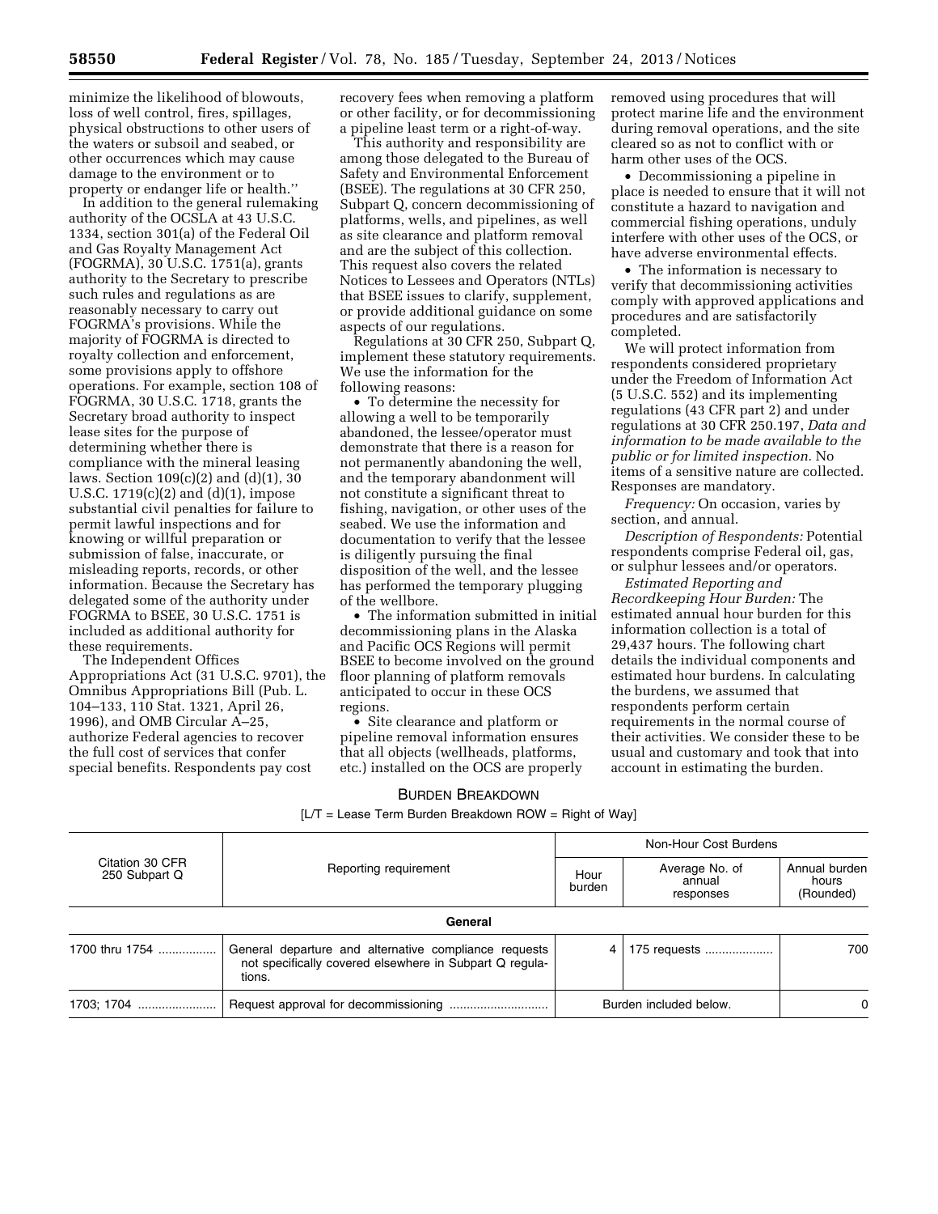minimize the likelihood of blowouts, loss of well control, fires, spillages, physical obstructions to other users of the waters or subsoil and seabed, or other occurrences which may cause damage to the environment or to property or endanger life or health.''

In addition to the general rulemaking authority of the OCSLA at 43 U.S.C. 1334, section 301(a) of the Federal Oil and Gas Royalty Management Act (FOGRMA), 30 U.S.C. 1751(a), grants authority to the Secretary to prescribe such rules and regulations as are reasonably necessary to carry out FOGRMA's provisions. While the majority of FOGRMA is directed to royalty collection and enforcement, some provisions apply to offshore operations. For example, section 108 of FOGRMA, 30 U.S.C. 1718, grants the Secretary broad authority to inspect lease sites for the purpose of determining whether there is compliance with the mineral leasing laws. Section 109(c)(2) and (d)(1), 30 U.S.C. 1719(c)(2) and (d)(1), impose substantial civil penalties for failure to permit lawful inspections and for knowing or willful preparation or submission of false, inaccurate, or misleading reports, records, or other information. Because the Secretary has delegated some of the authority under FOGRMA to BSEE, 30 U.S.C. 1751 is included as additional authority for these requirements.

The Independent Offices Appropriations Act (31 U.S.C. 9701), the Omnibus Appropriations Bill (Pub. L. 104–133, 110 Stat. 1321, April 26, 1996), and OMB Circular A–25, authorize Federal agencies to recover the full cost of services that confer special benefits. Respondents pay cost recovery fees when removing a platform or other facility, or for decommissioning a pipeline least term or a right-of-way.

This authority and responsibility are among those delegated to the Bureau of Safety and Environmental Enforcement (BSEE). The regulations at 30 CFR 250, Subpart Q, concern decommissioning of platforms, wells, and pipelines, as well as site clearance and platform removal and are the subject of this collection. This request also covers the related Notices to Lessees and Operators (NTLs) that BSEE issues to clarify, supplement, or provide additional guidance on some aspects of our regulations.

Regulations at 30 CFR 250, Subpart Q, implement these statutory requirements. We use the information for the following reasons:

- To determine the necessity for allowing a well to be temporarily abandoned, the lessee/operator must demonstrate that there is a reason for not permanently abandoning the well, and the temporary abandonment will not constitute a significant threat to fishing, navigation, or other uses of the seabed. We use the information and documentation to verify that the lessee is diligently pursuing the final disposition of the well, and the lessee has performed the temporary plugging of the wellbore.
- The information submitted in initial decommissioning plans in the Alaska and Pacific OCS Regions will permit BSEE to become involved on the ground floor planning of platform removals anticipated to occur in these OCS regions.
- Site clearance and platform or pipeline removal information ensures that all objects (wellheads, platforms, etc.) installed on the OCS are properly removed using procedures that will protect marine life and the environment during removal operations, and the site cleared so as not to conflict with or harm other uses of the OCS.
- Decommissioning a pipeline in place is needed to ensure that it will not constitute a hazard to navigation and commercial fishing operations, unduly interfere with other uses of the OCS, or have adverse environmental effects.
- The information is necessary to verify that decommissioning activities comply with approved applications and procedures and are satisfactorily completed.

We will protect information from respondents considered proprietary under the Freedom of Information Act (5 U.S.C. 552) and its implementing regulations (43 CFR part 2) and under regulations at 30 CFR 250.197, *Data and information to be made available to the public or for limited inspection.* No items of a sensitive nature are collected. Responses are mandatory.

*Frequency:* On occasion, varies by section, and annual.

*Description of Respondents:* Potential respondents comprise Federal oil, gas, or sulphur lessees and/or operators.

*Estimated Reporting and Recordkeeping Hour Burden:* The estimated annual hour burden for this information collection is a total of 29,437 hours. The following chart details the individual components and estimated hour burdens. In calculating the burdens, we assumed that respondents perform certain requirements in the normal course of their activities. We consider these to be usual and customary and took that into account in estimating the burden.

BURDEN BREAKDOWN

[L/T = Lease Term Burden Breakdown ROW = Right of Way]

| Citation 30 CFR 250 Subpart Q | Reporting requirement | Non-Hour Cost Burdens | | Annual burden hours (Rounded) |
|---|---|---|---|---|
| | | Hour burden | Average No. of annual responses | |
| **General** | | | | |
| 1700 thru 1754 | General departure and alternative compliance requests not specifically covered elsewhere in Subpart Q regulations. | 4 | 175 requests | 700 |
| 1703; 1704 | Request approval for decommissioning | Burden included below. | | 0 |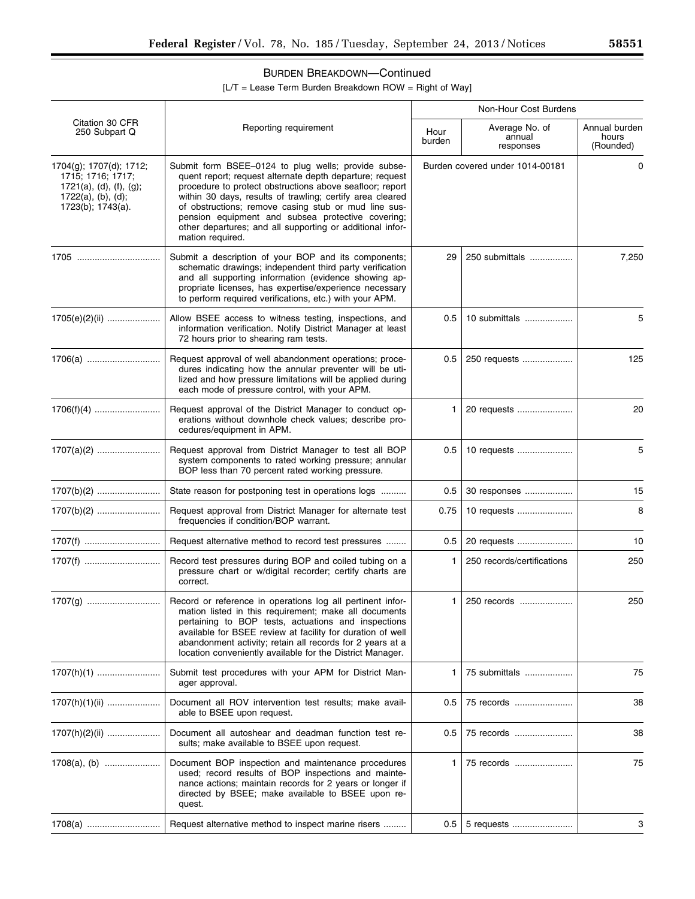## BURDEN BREAKDOWN—Continued

[L/T = Lease Term Burden Breakdown ROW = Right of Way]

| Citation 30 CFR 250 Subpart Q | Reporting requirement | Non-Hour Cost Burdens | | |
|---|---|---|---|---|
| | | Hour burden | Average No. of annual responses | Annual burden hours (Rounded) |
| 1704(g); 1707(d); 1712; 1715; 1716; 1717; 1721(a), (d), (f), (g); 1722(a), (b), (d); 1723(b); 1743(a). | Submit form BSEE–0124 to plug wells; provide subsequent report; request alternate depth departure; request procedure to protect obstructions above seafloor; report within 30 days, results of trawling; certify area cleared of obstructions; remove casing stub or mud line suspension equipment and subsea protective covering; other departures; and all supporting or additional information required. | Burden covered under 1014-00181 | | 0 |
| 1705 | Submit a description of your BOP and its components; schematic drawings; independent third party verification and all supporting information (evidence showing appropriate licenses, has expertise/experience necessary to perform required verifications, etc.) with your APM. | 29 | 250 submittals | 7,250 |
| 1705(e)(2)(ii) | Allow BSEE access to witness testing, inspections, and information verification. Notify District Manager at least 72 hours prior to shearing ram tests. | 0.5 | 10 submittals | 5 |
| 1706(a) | Request approval of well abandonment operations; procedures indicating how the annular preventer will be utilized and how pressure limitations will be applied during each mode of pressure control, with your APM. | 0.5 | 250 requests | 125 |
| 1706(f)(4) | Request approval of the District Manager to conduct operations without downhole check values; describe procedures/equipment in APM. | 1 | 20 requests | 20 |
| 1707(a)(2) | Request approval from District Manager to test all BOP system components to rated working pressure; annular BOP less than 70 percent rated working pressure. | 0.5 | 10 requests | 5 |
| 1707(b)(2) | State reason for postponing test in operations logs | 0.5 | 30 responses | 15 |
| 1707(b)(2) | Request approval from District Manager for alternate test frequencies if condition/BOP warrant. | 0.75 | 10 requests | 8 |
| 1707(f) | Request alternative method to record test pressures | 0.5 | 20 requests | 10 |
| 1707(f) | Record test pressures during BOP and coiled tubing on a pressure chart or w/digital recorder; certify charts are correct. | 1 | 250 records/certifications | 250 |
| 1707(g) | Record or reference in operations log all pertinent information listed in this requirement; make all documents pertaining to BOP tests, actuations and inspections available for BSEE review at facility for duration of well abandonment activity; retain all records for 2 years at a location conveniently available for the District Manager. | 1 | 250 records | 250 |
| 1707(h)(1) | Submit test procedures with your APM for District Manager approval. | 1 | 75 submittals | 75 |
| 1707(h)(1)(ii) | Document all ROV intervention test results; make available to BSEE upon request. | 0.5 | 75 records | 38 |
| 1707(h)(2)(ii) | Document all autoshear and deadman function test results; make available to BSEE upon request. | 0.5 | 75 records | 38 |
| 1708(a), (b) | Document BOP inspection and maintenance procedures used; record results of BOP inspections and maintenance actions; maintain records for 2 years or longer if directed by BSEE; make available to BSEE upon request. | 1 | 75 records | 75 |
| 1708(a) | Request alternative method to inspect marine risers | 0.5 | 5 requests | 3 |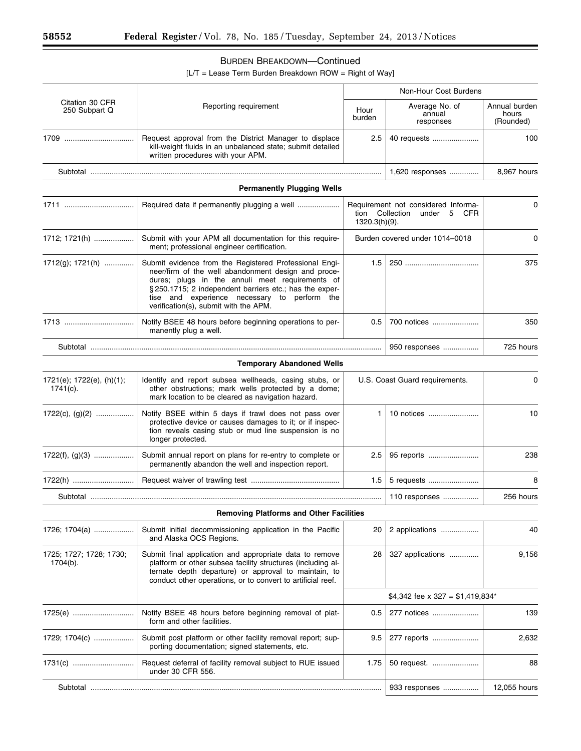## BURDEN BREAKDOWN—Continued

[L/T = Lease Term Burden Breakdown ROW = Right of Way]

| Citation 30 CFR 250 Subpart Q | Reporting requirement | Non-Hour Cost Burdens | | |
|---|---|---|---|---|
| | | Hour burden | Average No. of annual responses | Annual burden hours (Rounded) |
| 1709 | Request approval from the District Manager to displace kill-weight fluids in an unbalanced state; submit detailed written procedures with your APM. | 2.5 | 40 requests | 100 |
| Subtotal | | | 1,620 responses | 8,967 hours |
| **Permanently Plugging Wells** | | | | |
| 1711 | Required data if permanently plugging a well | Requirement not considered Information Collection under 5 CFR 1320.3(h)(9). | | 0 |
| 1712; 1721(h) | Submit with your APM all documentation for this requirement; professional engineer certification. | Burden covered under 1014–0018 | | 0 |
| 1712(g); 1721(h) | Submit evidence from the Registered Professional Engineer/firm of the well abandonment design and procedures; plugs in the annuli meet requirements of § 250.1715; 2 independent barriers etc.; has the expertise and experience necessary to perform the verification(s), submit with the APM. | 1.5 | 250 | 375 |
| 1713 | Notify BSEE 48 hours before beginning operations to permanently plug a well. | 0.5 | 700 notices | 350 |
| Subtotal | | | 950 responses | 725 hours |
| **Temporary Abandoned Wells** | | | | |
| 1721(e); 1722(e), (h)(1); 1741(c). | Identify and report subsea wellheads, casing stubs, or other obstructions; mark wells protected by a dome; mark location to be cleared as navigation hazard. | U.S. Coast Guard requirements. | | 0 |
| 1722(c), (g)(2) | Notify BSEE within 5 days if trawl does not pass over protective device or causes damages to it; or if inspection reveals casing stub or mud line suspension is no longer protected. | 1 | 10 notices | 10 |
| 1722(f), (g)(3) | Submit annual report on plans for re-entry to complete or permanently abandon the well and inspection report. | 2.5 | 95 reports | 238 |
| 1722(h) | Request waiver of trawling test | 1.5 | 5 requests | 8 |
| Subtotal | | | 110 responses | 256 hours |
| **Removing Platforms and Other Facilities** | | | | |
| 1726; 1704(a) | Submit initial decommissioning application in the Pacific and Alaska OCS Regions. | 20 | 2 applications | 40 |
| 1725; 1727; 1728; 1730; 1704(b). | Submit final application and appropriate data to remove platform or other subsea facility structures (including alternate depth departure) or approval to maintain, to conduct other operations, or to convert to artificial reef. | 28 | 327 applications | 9,156 |
| | | $4,342 fee x 327 = $1,419,834* | | |
| 1725(e) | Notify BSEE 48 hours before beginning removal of platform and other facilities. | 0.5 | 277 notices | 139 |
| 1729; 1704(c) | Submit post platform or other facility removal report; supporting documentation; signed statements, etc. | 9.5 | 277 reports | 2,632 |
| 1731(c) | Request deferral of facility removal subject to RUE issued under 30 CFR 556. | 1.75 | 50 request. | 88 |
| Subtotal | | | 933 responses | 12,055 hours |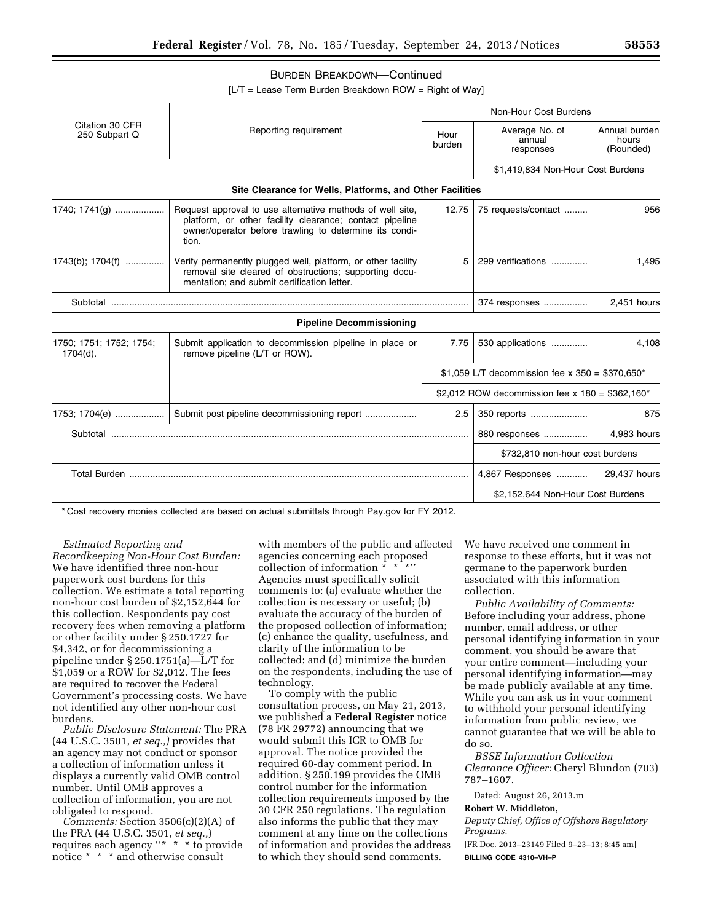## BURDEN BREAKDOWN—Continued

[L/T = Lease Term Burden Breakdown ROW = Right of Way]

| Citation 30 CFR 250 Subpart Q | Reporting requirement | Hour burden | Average No. of annual responses | Annual burden hours (Rounded) |
|---|---|---|---|---|
| | | | Non-Hour Cost Burdens | |
| | | | $1,419,834 Non-Hour Cost Burdens | |
| | **Site Clearance for Wells, Platforms, and Other Facilities** | | | |
| 1740; 1741(g) | Request approval to use alternative methods of well site, platform, or other facility clearance; contact pipeline owner/operator before trawling to determine its condition. | 12.75 | 75 requests/contact | 956 |
| 1743(b); 1704(f) | Verify permanently plugged well, platform, or other facility removal site cleared of obstructions; supporting documentation; and submit certification letter. | 5 | 299 verifications | 1,495 |
| Subtotal | | | 374 responses | 2,451 hours |
| | **Pipeline Decommissioning** | | | |
| 1750; 1751; 1752; 1754; 1704(d). | Submit application to decommission pipeline in place or remove pipeline (L/T or ROW). | 7.75 | 530 applications | 4,108 |
| | | $1,059 L/T decommission fee x 350 = $370,650* | | |
| | | $2,012 ROW decommission fee x 180 = $362,160* | | |
| 1753; 1704(e) | Submit post pipeline decommissioning report | 2.5 | 350 reports | 875 |
| Subtotal | | | 880 responses | 4,983 hours |
| | | | $732,810 non-hour cost burdens | |
| Total Burden | | | 4,867 Responses | 29,437 hours |
| | | | $2,152,644 Non-Hour Cost Burdens | |

\* Cost recovery monies collected are based on actual submittals through Pay.gov for FY 2012.

*Estimated Reporting and Recordkeeping Non-Hour Cost Burden:* We have identified three non-hour paperwork cost burdens for this collection. We estimate a total reporting non-hour cost burden of $2,152,644 for this collection. Respondents pay cost recovery fees when removing a platform or other facility under § 250.1727 for $4,342, or for decommissioning a pipeline under § 250.1751(a)—L/T for $1,059 or a ROW for $2,012. The fees are required to recover the Federal Government's processing costs. We have not identified any other non-hour cost burdens.

*Public Disclosure Statement:* The PRA (44 U.S.C. 3501, *et seq.,)* provides that an agency may not conduct or sponsor a collection of information unless it displays a currently valid OMB control number. Until OMB approves a collection of information, you are not obligated to respond.

*Comments:* Section 3506(c)(2)(A) of the PRA (44 U.S.C. 3501, *et seq.,*) requires each agency "* * * to provide notice * * * and otherwise consult with members of the public and affected agencies concerning each proposed collection of information * * *" Agencies must specifically solicit comments to: (a) evaluate whether the collection is necessary or useful; (b) evaluate the accuracy of the burden of the proposed collection of information; (c) enhance the quality, usefulness, and clarity of the information to be collected; and (d) minimize the burden on the respondents, including the use of technology.

To comply with the public consultation process, on May 21, 2013, we published a **Federal Register** notice (78 FR 29772) announcing that we would submit this ICR to OMB for approval. The notice provided the required 60-day comment period. In addition, § 250.199 provides the OMB control number for the information collection requirements imposed by the 30 CFR 250 regulations. The regulation also informs the public that they may comment at any time on the collections of information and provides the address to which they should send comments. We have received one comment in response to these efforts, but it was not germane to the paperwork burden associated with this information collection.

*Public Availability of Comments:* Before including your address, phone number, email address, or other personal identifying information in your comment, you should be aware that your entire comment—including your personal identifying information—may be made publicly available at any time. While you can ask us in your comment to withhold your personal identifying information from public review, we cannot guarantee that we will be able to do so.

*BSSE Information Collection Clearance Officer:* Cheryl Blundon (703) 787–1607.

Dated: August 26, 2013.m

**Robert W. Middleton,**

*Deputy Chief, Office of Offshore Regulatory Programs.*

[FR Doc. 2013–23149 Filed 9–23–13; 8:45 am]

**BILLING CODE 4310–VH–P**